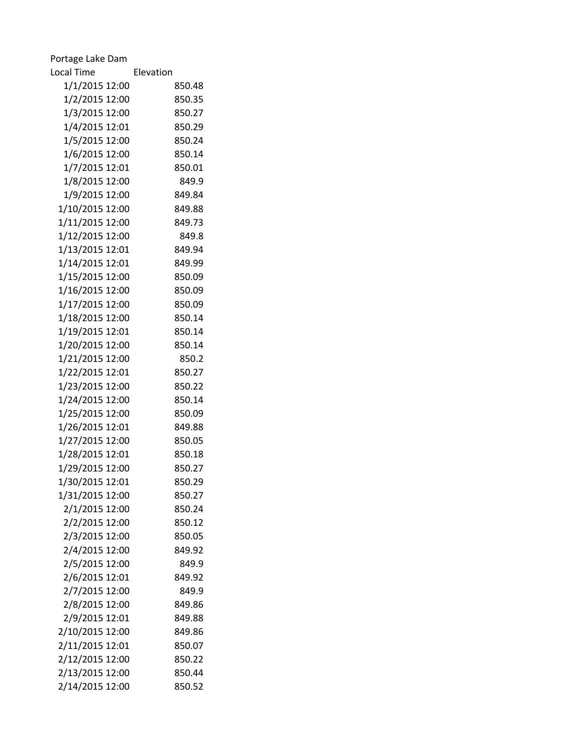Portage Lake Dam

| Local Time | Elevation |
|---|---|
| 1/1/2015 12:00 | 850.48 |
| 1/2/2015 12:00 | 850.35 |
| 1/3/2015 12:00 | 850.27 |
| 1/4/2015 12:01 | 850.29 |
| 1/5/2015 12:00 | 850.24 |
| 1/6/2015 12:00 | 850.14 |
| 1/7/2015 12:01 | 850.01 |
| 1/8/2015 12:00 | 849.9 |
| 1/9/2015 12:00 | 849.84 |
| 1/10/2015 12:00 | 849.88 |
| 1/11/2015 12:00 | 849.73 |
| 1/12/2015 12:00 | 849.8 |
| 1/13/2015 12:01 | 849.94 |
| 1/14/2015 12:01 | 849.99 |
| 1/15/2015 12:00 | 850.09 |
| 1/16/2015 12:00 | 850.09 |
| 1/17/2015 12:00 | 850.09 |
| 1/18/2015 12:00 | 850.14 |
| 1/19/2015 12:01 | 850.14 |
| 1/20/2015 12:00 | 850.14 |
| 1/21/2015 12:00 | 850.2 |
| 1/22/2015 12:01 | 850.27 |
| 1/23/2015 12:00 | 850.22 |
| 1/24/2015 12:00 | 850.14 |
| 1/25/2015 12:00 | 850.09 |
| 1/26/2015 12:01 | 849.88 |
| 1/27/2015 12:00 | 850.05 |
| 1/28/2015 12:01 | 850.18 |
| 1/29/2015 12:00 | 850.27 |
| 1/30/2015 12:01 | 850.29 |
| 1/31/2015 12:00 | 850.27 |
| 2/1/2015 12:00 | 850.24 |
| 2/2/2015 12:00 | 850.12 |
| 2/3/2015 12:00 | 850.05 |
| 2/4/2015 12:00 | 849.92 |
| 2/5/2015 12:00 | 849.9 |
| 2/6/2015 12:01 | 849.92 |
| 2/7/2015 12:00 | 849.9 |
| 2/8/2015 12:00 | 849.86 |
| 2/9/2015 12:01 | 849.88 |
| 2/10/2015 12:00 | 849.86 |
| 2/11/2015 12:01 | 850.07 |
| 2/12/2015 12:00 | 850.22 |
| 2/13/2015 12:00 | 850.44 |
| 2/14/2015 12:00 | 850.52 |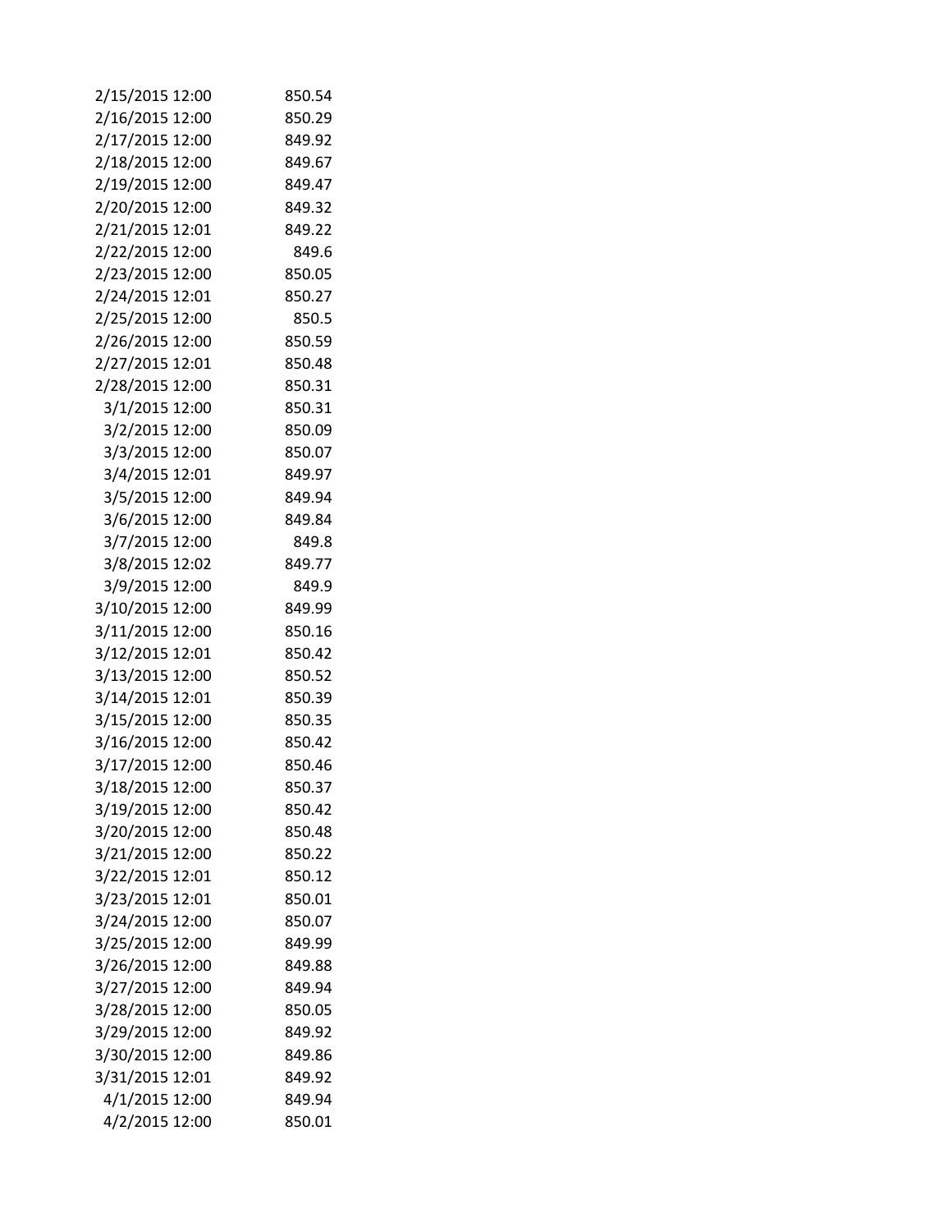| | |
|---|---|
| 2/15/2015 12:00 | 850.54 |
| 2/16/2015 12:00 | 850.29 |
| 2/17/2015 12:00 | 849.92 |
| 2/18/2015 12:00 | 849.67 |
| 2/19/2015 12:00 | 849.47 |
| 2/20/2015 12:00 | 849.32 |
| 2/21/2015 12:01 | 849.22 |
| 2/22/2015 12:00 | 849.6 |
| 2/23/2015 12:00 | 850.05 |
| 2/24/2015 12:01 | 850.27 |
| 2/25/2015 12:00 | 850.5 |
| 2/26/2015 12:00 | 850.59 |
| 2/27/2015 12:01 | 850.48 |
| 2/28/2015 12:00 | 850.31 |
| 3/1/2015 12:00 | 850.31 |
| 3/2/2015 12:00 | 850.09 |
| 3/3/2015 12:00 | 850.07 |
| 3/4/2015 12:01 | 849.97 |
| 3/5/2015 12:00 | 849.94 |
| 3/6/2015 12:00 | 849.84 |
| 3/7/2015 12:00 | 849.8 |
| 3/8/2015 12:02 | 849.77 |
| 3/9/2015 12:00 | 849.9 |
| 3/10/2015 12:00 | 849.99 |
| 3/11/2015 12:00 | 850.16 |
| 3/12/2015 12:01 | 850.42 |
| 3/13/2015 12:00 | 850.52 |
| 3/14/2015 12:01 | 850.39 |
| 3/15/2015 12:00 | 850.35 |
| 3/16/2015 12:00 | 850.42 |
| 3/17/2015 12:00 | 850.46 |
| 3/18/2015 12:00 | 850.37 |
| 3/19/2015 12:00 | 850.42 |
| 3/20/2015 12:00 | 850.48 |
| 3/21/2015 12:00 | 850.22 |
| 3/22/2015 12:01 | 850.12 |
| 3/23/2015 12:01 | 850.01 |
| 3/24/2015 12:00 | 850.07 |
| 3/25/2015 12:00 | 849.99 |
| 3/26/2015 12:00 | 849.88 |
| 3/27/2015 12:00 | 849.94 |
| 3/28/2015 12:00 | 850.05 |
| 3/29/2015 12:00 | 849.92 |
| 3/30/2015 12:00 | 849.86 |
| 3/31/2015 12:01 | 849.92 |
| 4/1/2015 12:00 | 849.94 |
| 4/2/2015 12:00 | 850.01 |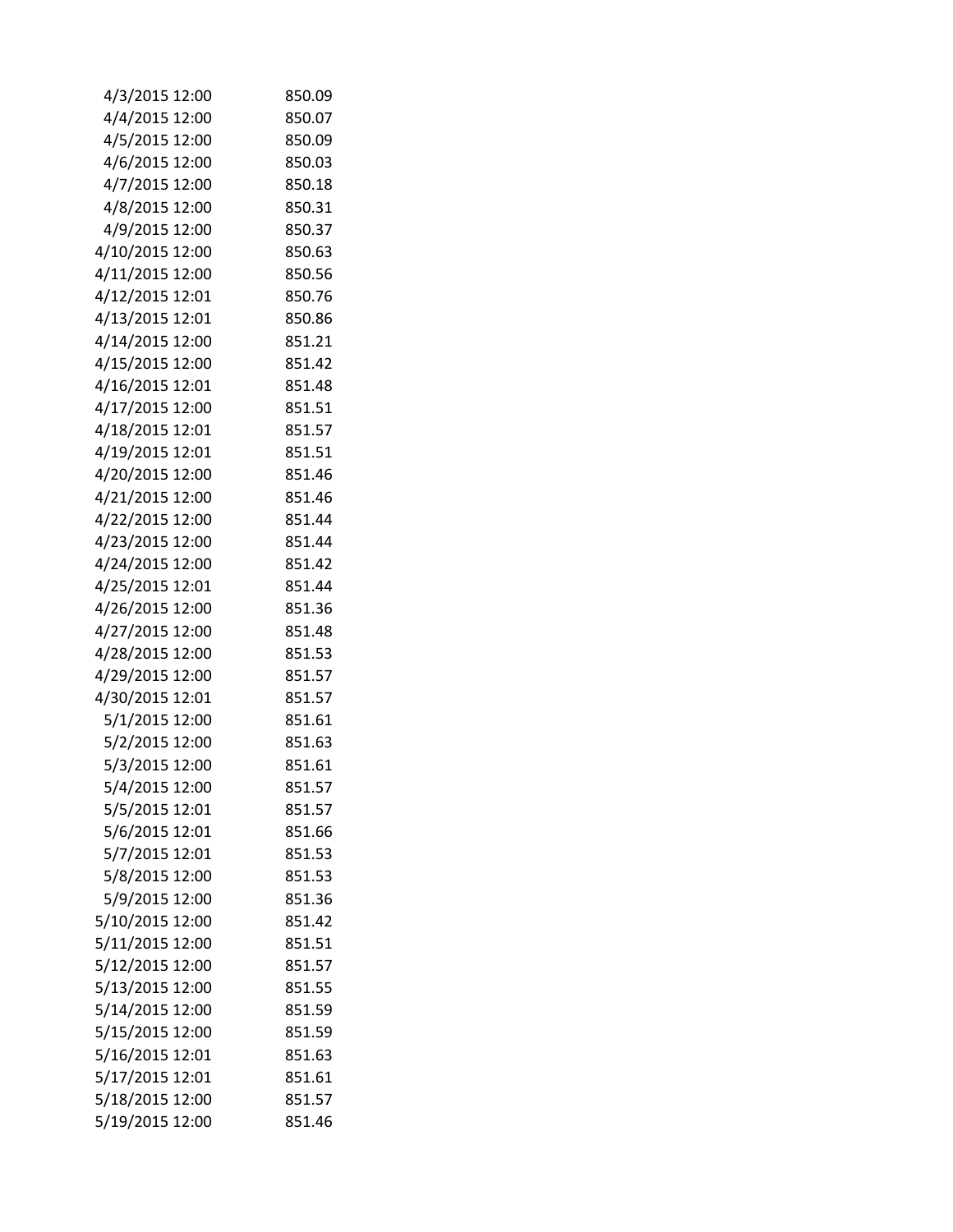| | |
|---|---|
| 4/3/2015 12:00 | 850.09 |
| 4/4/2015 12:00 | 850.07 |
| 4/5/2015 12:00 | 850.09 |
| 4/6/2015 12:00 | 850.03 |
| 4/7/2015 12:00 | 850.18 |
| 4/8/2015 12:00 | 850.31 |
| 4/9/2015 12:00 | 850.37 |
| 4/10/2015 12:00 | 850.63 |
| 4/11/2015 12:00 | 850.56 |
| 4/12/2015 12:01 | 850.76 |
| 4/13/2015 12:01 | 850.86 |
| 4/14/2015 12:00 | 851.21 |
| 4/15/2015 12:00 | 851.42 |
| 4/16/2015 12:01 | 851.48 |
| 4/17/2015 12:00 | 851.51 |
| 4/18/2015 12:01 | 851.57 |
| 4/19/2015 12:01 | 851.51 |
| 4/20/2015 12:00 | 851.46 |
| 4/21/2015 12:00 | 851.46 |
| 4/22/2015 12:00 | 851.44 |
| 4/23/2015 12:00 | 851.44 |
| 4/24/2015 12:00 | 851.42 |
| 4/25/2015 12:01 | 851.44 |
| 4/26/2015 12:00 | 851.36 |
| 4/27/2015 12:00 | 851.48 |
| 4/28/2015 12:00 | 851.53 |
| 4/29/2015 12:00 | 851.57 |
| 4/30/2015 12:01 | 851.57 |
| 5/1/2015 12:00 | 851.61 |
| 5/2/2015 12:00 | 851.63 |
| 5/3/2015 12:00 | 851.61 |
| 5/4/2015 12:00 | 851.57 |
| 5/5/2015 12:01 | 851.57 |
| 5/6/2015 12:01 | 851.66 |
| 5/7/2015 12:01 | 851.53 |
| 5/8/2015 12:00 | 851.53 |
| 5/9/2015 12:00 | 851.36 |
| 5/10/2015 12:00 | 851.42 |
| 5/11/2015 12:00 | 851.51 |
| 5/12/2015 12:00 | 851.57 |
| 5/13/2015 12:00 | 851.55 |
| 5/14/2015 12:00 | 851.59 |
| 5/15/2015 12:00 | 851.59 |
| 5/16/2015 12:01 | 851.63 |
| 5/17/2015 12:01 | 851.61 |
| 5/18/2015 12:00 | 851.57 |
| 5/19/2015 12:00 | 851.46 |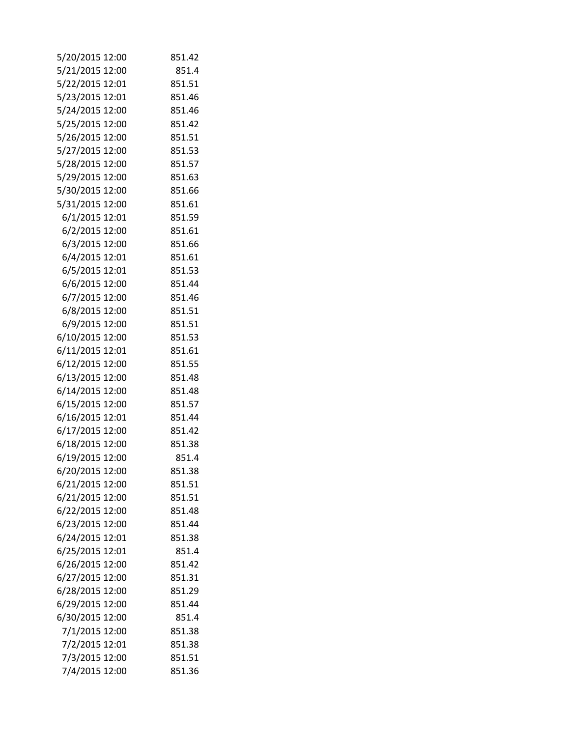| | |
|---|---|
| 5/20/2015 12:00 | 851.42 |
| 5/21/2015 12:00 | 851.4 |
| 5/22/2015 12:01 | 851.51 |
| 5/23/2015 12:01 | 851.46 |
| 5/24/2015 12:00 | 851.46 |
| 5/25/2015 12:00 | 851.42 |
| 5/26/2015 12:00 | 851.51 |
| 5/27/2015 12:00 | 851.53 |
| 5/28/2015 12:00 | 851.57 |
| 5/29/2015 12:00 | 851.63 |
| 5/30/2015 12:00 | 851.66 |
| 5/31/2015 12:00 | 851.61 |
| 6/1/2015 12:01 | 851.59 |
| 6/2/2015 12:00 | 851.61 |
| 6/3/2015 12:00 | 851.66 |
| 6/4/2015 12:01 | 851.61 |
| 6/5/2015 12:01 | 851.53 |
| 6/6/2015 12:00 | 851.44 |
| 6/7/2015 12:00 | 851.46 |
| 6/8/2015 12:00 | 851.51 |
| 6/9/2015 12:00 | 851.51 |
| 6/10/2015 12:00 | 851.53 |
| 6/11/2015 12:01 | 851.61 |
| 6/12/2015 12:00 | 851.55 |
| 6/13/2015 12:00 | 851.48 |
| 6/14/2015 12:00 | 851.48 |
| 6/15/2015 12:00 | 851.57 |
| 6/16/2015 12:01 | 851.44 |
| 6/17/2015 12:00 | 851.42 |
| 6/18/2015 12:00 | 851.38 |
| 6/19/2015 12:00 | 851.4 |
| 6/20/2015 12:00 | 851.38 |
| 6/21/2015 12:00 | 851.51 |
| 6/21/2015 12:00 | 851.51 |
| 6/22/2015 12:00 | 851.48 |
| 6/23/2015 12:00 | 851.44 |
| 6/24/2015 12:01 | 851.38 |
| 6/25/2015 12:01 | 851.4 |
| 6/26/2015 12:00 | 851.42 |
| 6/27/2015 12:00 | 851.31 |
| 6/28/2015 12:00 | 851.29 |
| 6/29/2015 12:00 | 851.44 |
| 6/30/2015 12:00 | 851.4 |
| 7/1/2015 12:00 | 851.38 |
| 7/2/2015 12:01 | 851.38 |
| 7/3/2015 12:00 | 851.51 |
| 7/4/2015 12:00 | 851.36 |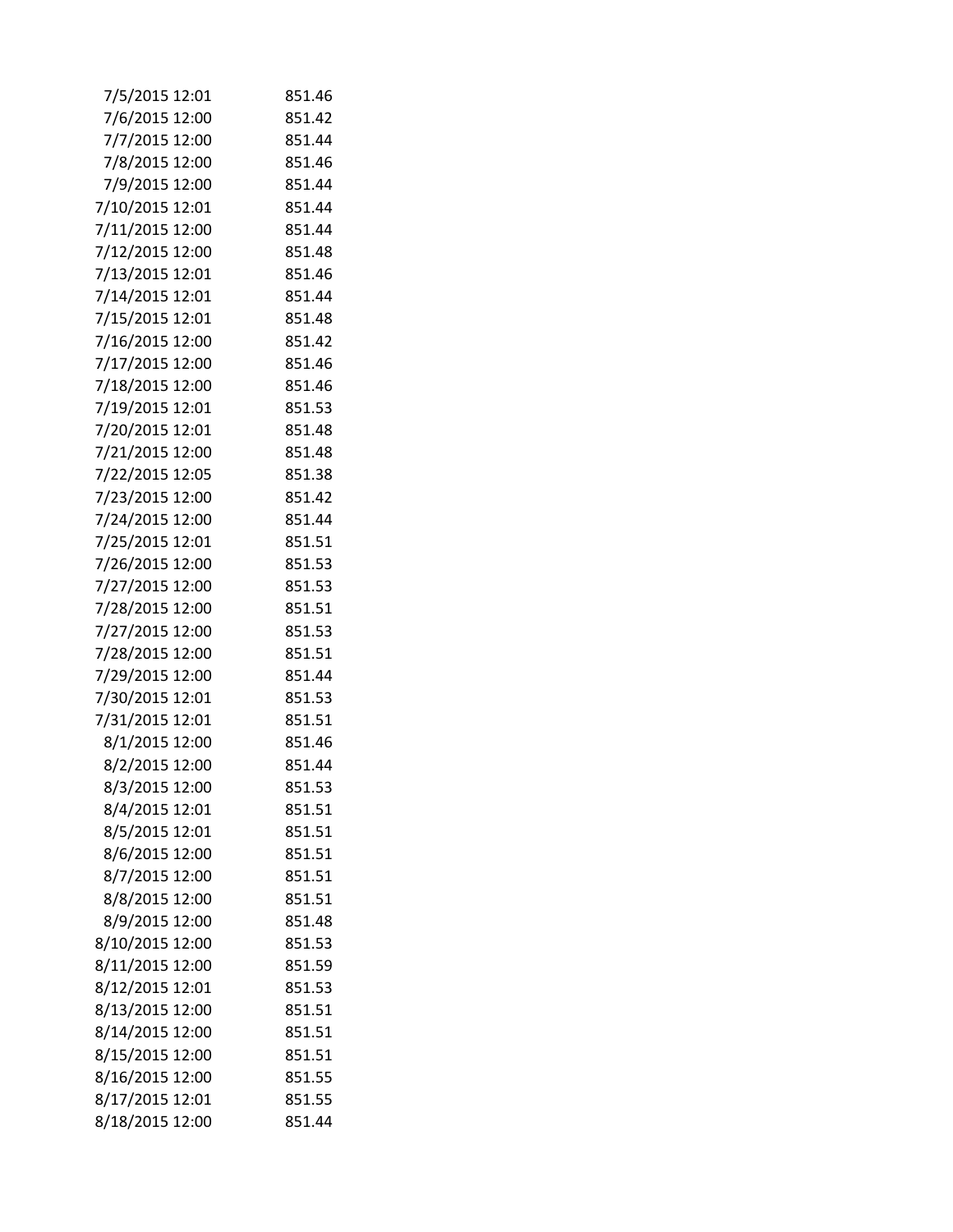| | |
|---|---|
| 7/5/2015 12:01 | 851.46 |
| 7/6/2015 12:00 | 851.42 |
| 7/7/2015 12:00 | 851.44 |
| 7/8/2015 12:00 | 851.46 |
| 7/9/2015 12:00 | 851.44 |
| 7/10/2015 12:01 | 851.44 |
| 7/11/2015 12:00 | 851.44 |
| 7/12/2015 12:00 | 851.48 |
| 7/13/2015 12:01 | 851.46 |
| 7/14/2015 12:01 | 851.44 |
| 7/15/2015 12:01 | 851.48 |
| 7/16/2015 12:00 | 851.42 |
| 7/17/2015 12:00 | 851.46 |
| 7/18/2015 12:00 | 851.46 |
| 7/19/2015 12:01 | 851.53 |
| 7/20/2015 12:01 | 851.48 |
| 7/21/2015 12:00 | 851.48 |
| 7/22/2015 12:05 | 851.38 |
| 7/23/2015 12:00 | 851.42 |
| 7/24/2015 12:00 | 851.44 |
| 7/25/2015 12:01 | 851.51 |
| 7/26/2015 12:00 | 851.53 |
| 7/27/2015 12:00 | 851.53 |
| 7/28/2015 12:00 | 851.51 |
| 7/27/2015 12:00 | 851.53 |
| 7/28/2015 12:00 | 851.51 |
| 7/29/2015 12:00 | 851.44 |
| 7/30/2015 12:01 | 851.53 |
| 7/31/2015 12:01 | 851.51 |
| 8/1/2015 12:00 | 851.46 |
| 8/2/2015 12:00 | 851.44 |
| 8/3/2015 12:00 | 851.53 |
| 8/4/2015 12:01 | 851.51 |
| 8/5/2015 12:01 | 851.51 |
| 8/6/2015 12:00 | 851.51 |
| 8/7/2015 12:00 | 851.51 |
| 8/8/2015 12:00 | 851.51 |
| 8/9/2015 12:00 | 851.48 |
| 8/10/2015 12:00 | 851.53 |
| 8/11/2015 12:00 | 851.59 |
| 8/12/2015 12:01 | 851.53 |
| 8/13/2015 12:00 | 851.51 |
| 8/14/2015 12:00 | 851.51 |
| 8/15/2015 12:00 | 851.51 |
| 8/16/2015 12:00 | 851.55 |
| 8/17/2015 12:01 | 851.55 |
| 8/18/2015 12:00 | 851.44 |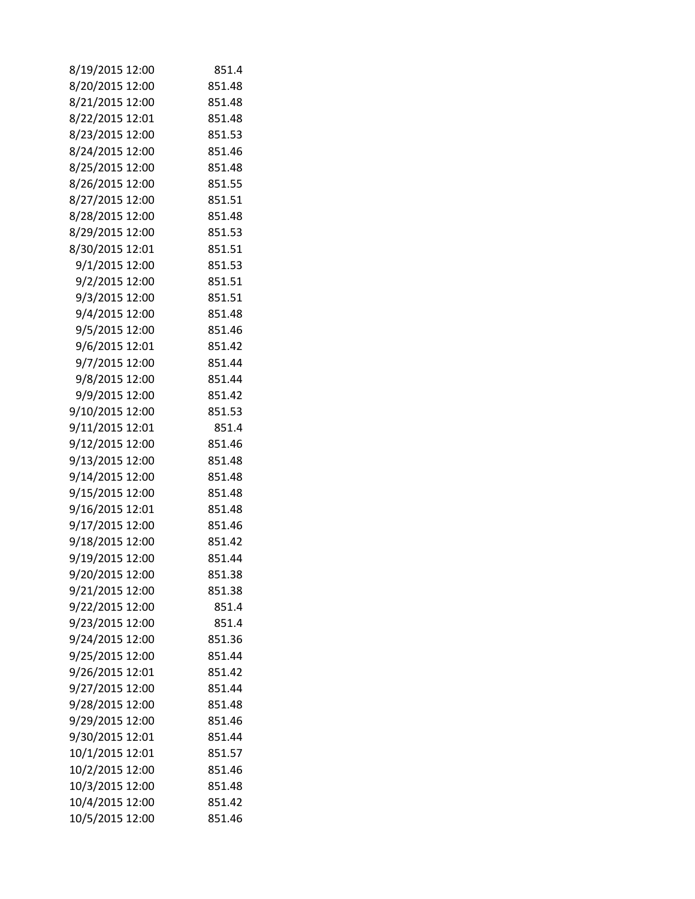| | |
|---|---|
| 8/19/2015 12:00 | 851.4 |
| 8/20/2015 12:00 | 851.48 |
| 8/21/2015 12:00 | 851.48 |
| 8/22/2015 12:01 | 851.48 |
| 8/23/2015 12:00 | 851.53 |
| 8/24/2015 12:00 | 851.46 |
| 8/25/2015 12:00 | 851.48 |
| 8/26/2015 12:00 | 851.55 |
| 8/27/2015 12:00 | 851.51 |
| 8/28/2015 12:00 | 851.48 |
| 8/29/2015 12:00 | 851.53 |
| 8/30/2015 12:01 | 851.51 |
| 9/1/2015 12:00 | 851.53 |
| 9/2/2015 12:00 | 851.51 |
| 9/3/2015 12:00 | 851.51 |
| 9/4/2015 12:00 | 851.48 |
| 9/5/2015 12:00 | 851.46 |
| 9/6/2015 12:01 | 851.42 |
| 9/7/2015 12:00 | 851.44 |
| 9/8/2015 12:00 | 851.44 |
| 9/9/2015 12:00 | 851.42 |
| 9/10/2015 12:00 | 851.53 |
| 9/11/2015 12:01 | 851.4 |
| 9/12/2015 12:00 | 851.46 |
| 9/13/2015 12:00 | 851.48 |
| 9/14/2015 12:00 | 851.48 |
| 9/15/2015 12:00 | 851.48 |
| 9/16/2015 12:01 | 851.48 |
| 9/17/2015 12:00 | 851.46 |
| 9/18/2015 12:00 | 851.42 |
| 9/19/2015 12:00 | 851.44 |
| 9/20/2015 12:00 | 851.38 |
| 9/21/2015 12:00 | 851.38 |
| 9/22/2015 12:00 | 851.4 |
| 9/23/2015 12:00 | 851.4 |
| 9/24/2015 12:00 | 851.36 |
| 9/25/2015 12:00 | 851.44 |
| 9/26/2015 12:01 | 851.42 |
| 9/27/2015 12:00 | 851.44 |
| 9/28/2015 12:00 | 851.48 |
| 9/29/2015 12:00 | 851.46 |
| 9/30/2015 12:01 | 851.44 |
| 10/1/2015 12:01 | 851.57 |
| 10/2/2015 12:00 | 851.46 |
| 10/3/2015 12:00 | 851.48 |
| 10/4/2015 12:00 | 851.42 |
| 10/5/2015 12:00 | 851.46 |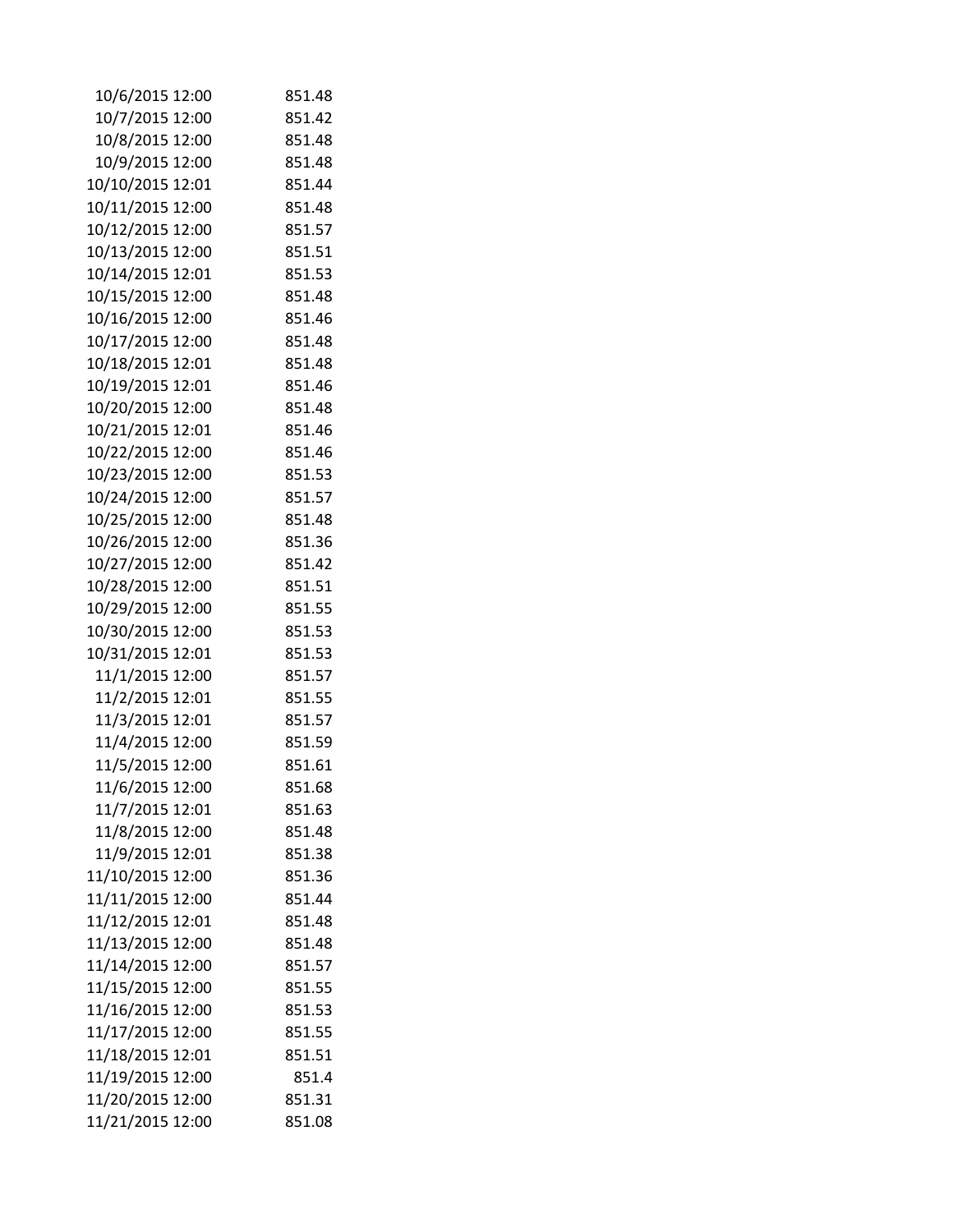| | |
|---|---|
| 10/6/2015 12:00 | 851.48 |
| 10/7/2015 12:00 | 851.42 |
| 10/8/2015 12:00 | 851.48 |
| 10/9/2015 12:00 | 851.48 |
| 10/10/2015 12:01 | 851.44 |
| 10/11/2015 12:00 | 851.48 |
| 10/12/2015 12:00 | 851.57 |
| 10/13/2015 12:00 | 851.51 |
| 10/14/2015 12:01 | 851.53 |
| 10/15/2015 12:00 | 851.48 |
| 10/16/2015 12:00 | 851.46 |
| 10/17/2015 12:00 | 851.48 |
| 10/18/2015 12:01 | 851.48 |
| 10/19/2015 12:01 | 851.46 |
| 10/20/2015 12:00 | 851.48 |
| 10/21/2015 12:01 | 851.46 |
| 10/22/2015 12:00 | 851.46 |
| 10/23/2015 12:00 | 851.53 |
| 10/24/2015 12:00 | 851.57 |
| 10/25/2015 12:00 | 851.48 |
| 10/26/2015 12:00 | 851.36 |
| 10/27/2015 12:00 | 851.42 |
| 10/28/2015 12:00 | 851.51 |
| 10/29/2015 12:00 | 851.55 |
| 10/30/2015 12:00 | 851.53 |
| 10/31/2015 12:01 | 851.53 |
| 11/1/2015 12:00 | 851.57 |
| 11/2/2015 12:01 | 851.55 |
| 11/3/2015 12:01 | 851.57 |
| 11/4/2015 12:00 | 851.59 |
| 11/5/2015 12:00 | 851.61 |
| 11/6/2015 12:00 | 851.68 |
| 11/7/2015 12:01 | 851.63 |
| 11/8/2015 12:00 | 851.48 |
| 11/9/2015 12:01 | 851.38 |
| 11/10/2015 12:00 | 851.36 |
| 11/11/2015 12:00 | 851.44 |
| 11/12/2015 12:01 | 851.48 |
| 11/13/2015 12:00 | 851.48 |
| 11/14/2015 12:00 | 851.57 |
| 11/15/2015 12:00 | 851.55 |
| 11/16/2015 12:00 | 851.53 |
| 11/17/2015 12:00 | 851.55 |
| 11/18/2015 12:01 | 851.51 |
| 11/19/2015 12:00 | 851.4 |
| 11/20/2015 12:00 | 851.31 |
| 11/21/2015 12:00 | 851.08 |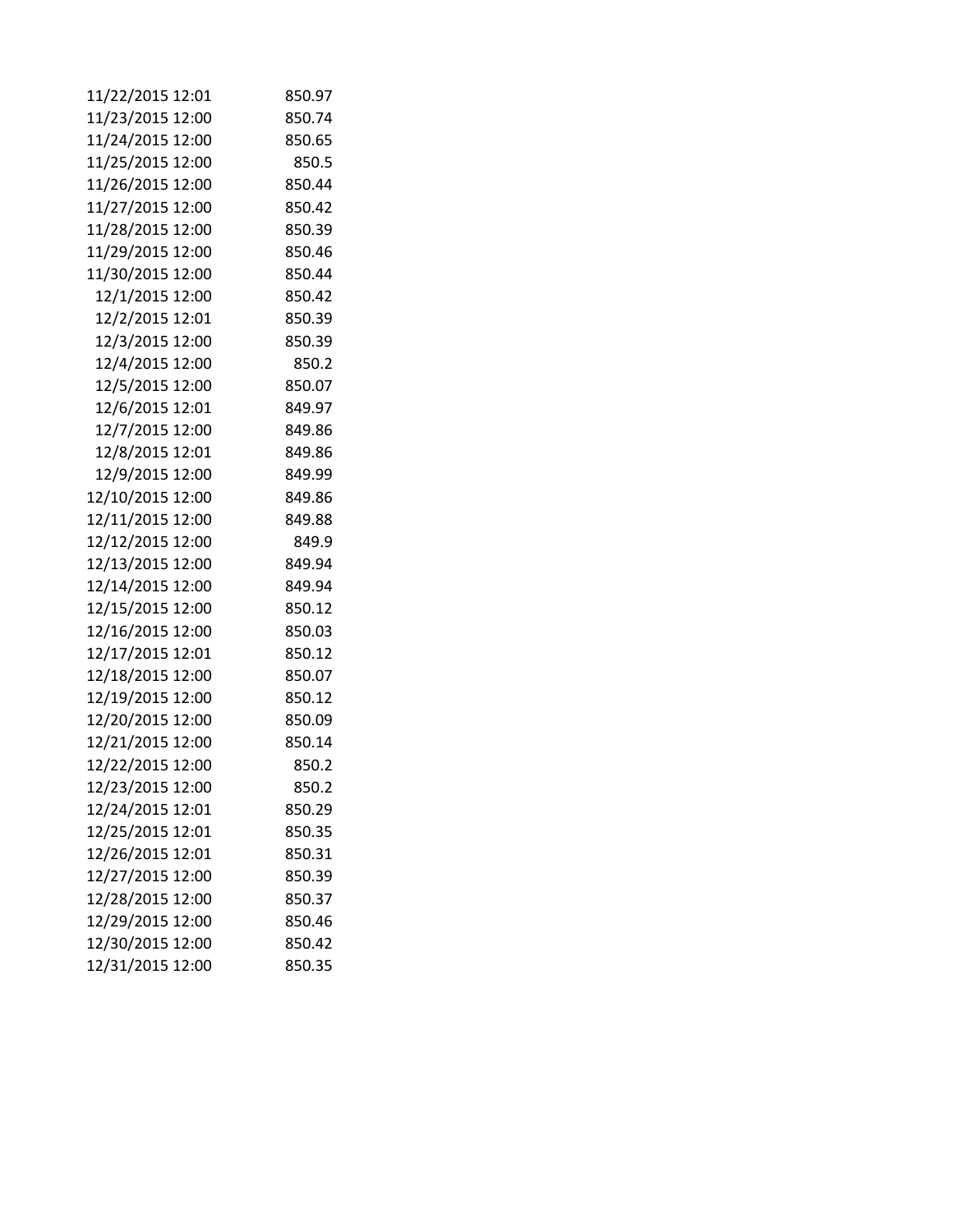| | |
|---|---|
| 11/22/2015 12:01 | 850.97 |
| 11/23/2015 12:00 | 850.74 |
| 11/24/2015 12:00 | 850.65 |
| 11/25/2015 12:00 | 850.5 |
| 11/26/2015 12:00 | 850.44 |
| 11/27/2015 12:00 | 850.42 |
| 11/28/2015 12:00 | 850.39 |
| 11/29/2015 12:00 | 850.46 |
| 11/30/2015 12:00 | 850.44 |
| 12/1/2015 12:00 | 850.42 |
| 12/2/2015 12:01 | 850.39 |
| 12/3/2015 12:00 | 850.39 |
| 12/4/2015 12:00 | 850.2 |
| 12/5/2015 12:00 | 850.07 |
| 12/6/2015 12:01 | 849.97 |
| 12/7/2015 12:00 | 849.86 |
| 12/8/2015 12:01 | 849.86 |
| 12/9/2015 12:00 | 849.99 |
| 12/10/2015 12:00 | 849.86 |
| 12/11/2015 12:00 | 849.88 |
| 12/12/2015 12:00 | 849.9 |
| 12/13/2015 12:00 | 849.94 |
| 12/14/2015 12:00 | 849.94 |
| 12/15/2015 12:00 | 850.12 |
| 12/16/2015 12:00 | 850.03 |
| 12/17/2015 12:01 | 850.12 |
| 12/18/2015 12:00 | 850.07 |
| 12/19/2015 12:00 | 850.12 |
| 12/20/2015 12:00 | 850.09 |
| 12/21/2015 12:00 | 850.14 |
| 12/22/2015 12:00 | 850.2 |
| 12/23/2015 12:00 | 850.2 |
| 12/24/2015 12:01 | 850.29 |
| 12/25/2015 12:01 | 850.35 |
| 12/26/2015 12:01 | 850.31 |
| 12/27/2015 12:00 | 850.39 |
| 12/28/2015 12:00 | 850.37 |
| 12/29/2015 12:00 | 850.46 |
| 12/30/2015 12:00 | 850.42 |
| 12/31/2015 12:00 | 850.35 |